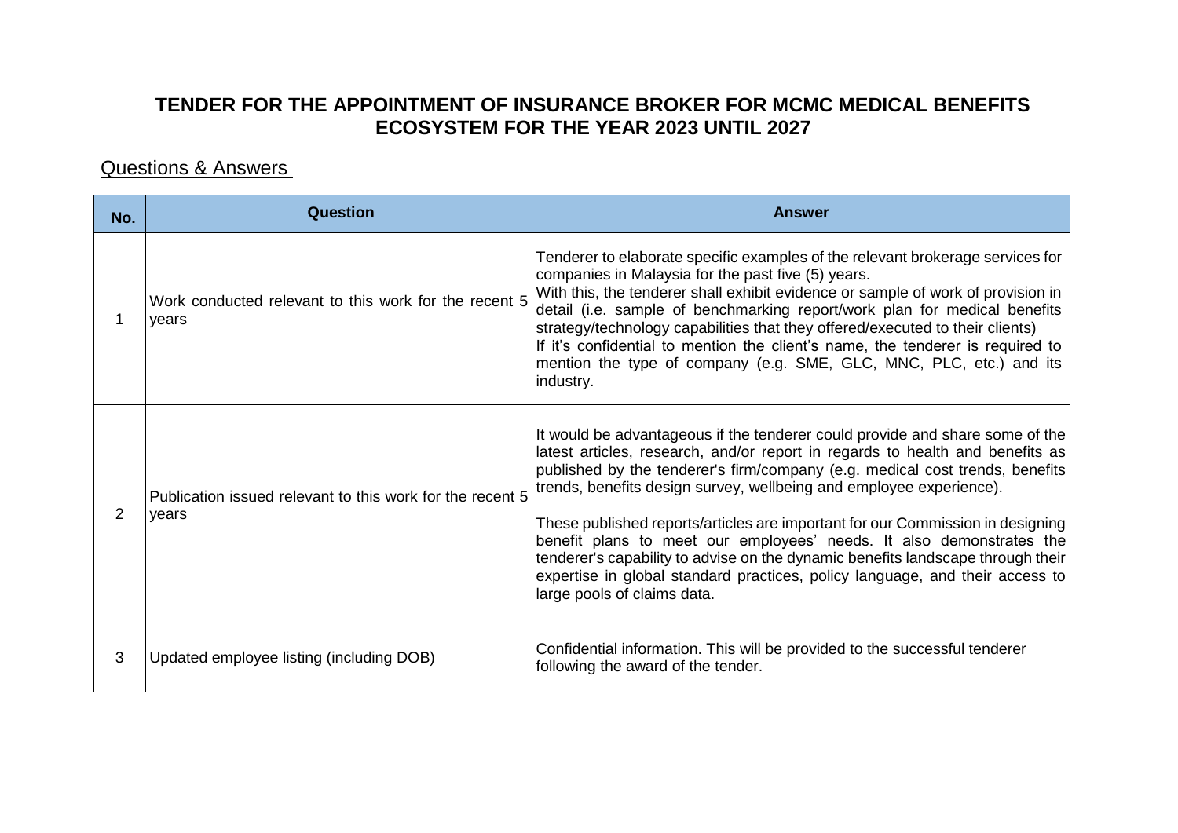# TENDER FOR THE APPOINTMENT OF INSURANCE BROKER FOR MCMC MEDICAL BENEFITS ECOSYSTEM FOR THE YEAR 2023 UNTIL 2027

## Questions & Answers

| No. | Question | Answer |
|---|---|---|
| 1 | Work conducted relevant to this work for the recent 5 years | Tenderer to elaborate specific examples of the relevant brokerage services for companies in Malaysia for the past five (5) years.<br>With this, the tenderer shall exhibit evidence or sample of work of provision in detail (i.e. sample of benchmarking report/work plan for medical benefits strategy/technology capabilities that they offered/executed to their clients)<br>If it's confidential to mention the client's name, the tenderer is required to mention the type of company (e.g. SME, GLC, MNC, PLC, etc.) and its industry. |
| 2 | Publication issued relevant to this work for the recent 5 years | It would be advantageous if the tenderer could provide and share some of the latest articles, research, and/or report in regards to health and benefits as published by the tenderer's firm/company (e.g. medical cost trends, benefits trends, benefits design survey, wellbeing and employee experience).<br><br>These published reports/articles are important for our Commission in designing benefit plans to meet our employees' needs. It also demonstrates the tenderer's capability to advise on the dynamic benefits landscape through their expertise in global standard practices, policy language, and their access to large pools of claims data. |
| 3 | Updated employee listing (including DOB) | Confidential information. This will be provided to the successful tenderer following the award of the tender. |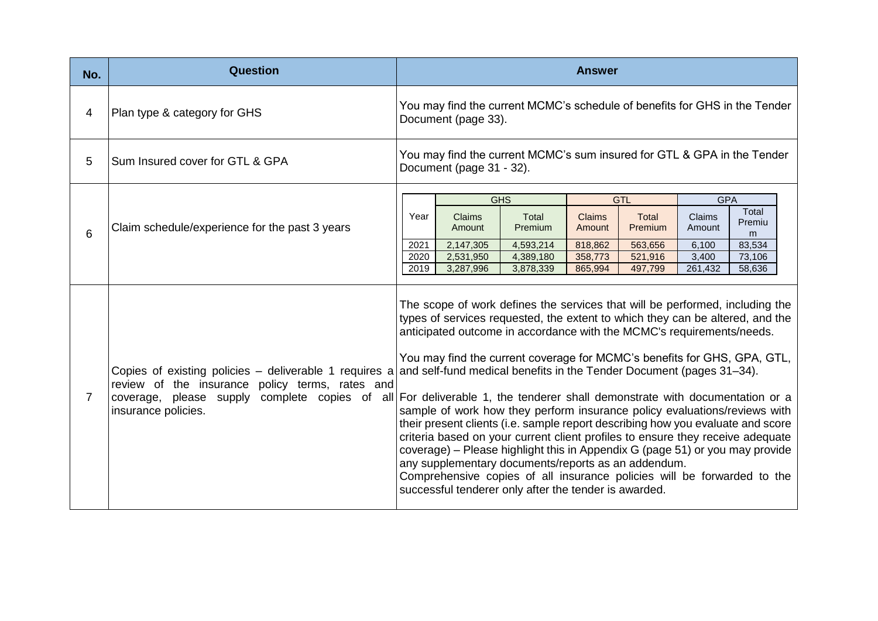| No. | Question | Answer |
|---|---|---|
| 4 | Plan type & category for GHS | You may find the current MCMC's schedule of benefits for GHS in the Tender Document (page 33). |
| 5 | Sum Insured cover for GTL & GPA | You may find the current MCMC's sum insured for GTL & GPA in the Tender Document (page 31 - 32). |
| 6 | Claim schedule/experience for the past 3 years | See table below. |
| 7 | Copies of existing policies – deliverable 1 requires a review of the insurance policy terms, rates and coverage, please supply complete copies of all insurance policies. | The scope of work defines the services that will be performed, including the types of services requested, the extent to which they can be altered, and the anticipated outcome in accordance with the MCMC's requirements/needs.<br><br>You may find the current coverage for MCMC's benefits for GHS, GPA, GTL, and self-fund medical benefits in the Tender Document (pages 31–34).<br><br>For deliverable 1, the tenderer shall demonstrate with documentation or a sample of work how they perform insurance policy evaluations/reviews with their present clients (i.e. sample report describing how you evaluate and score criteria based on your current client profiles to ensure they receive adequate coverage) – Please highlight this in Appendix G (page 51) or you may provide any supplementary documents/reports as an addendum.<br>Comprehensive copies of all insurance policies will be forwarded to the successful tenderer only after the tender is awarded. |

Claim schedule/experience for the past 3 years (No. 6):

| Year | GHS | | GTL | | GPA | |
|---|---|---|---|---|---|---|
| | Claims Amount | Total Premium | Claims Amount | Total Premium | Claims Amount | Total Premium |
| 2021 | 2,147,305 | 4,593,214 | 818,862 | 563,656 | 6,100 | 83,534 |
| 2020 | 2,531,950 | 4,389,180 | 358,773 | 521,916 | 3,400 | 73,106 |
| 2019 | 3,287,996 | 3,878,339 | 865,994 | 497,799 | 261,432 | 58,636 |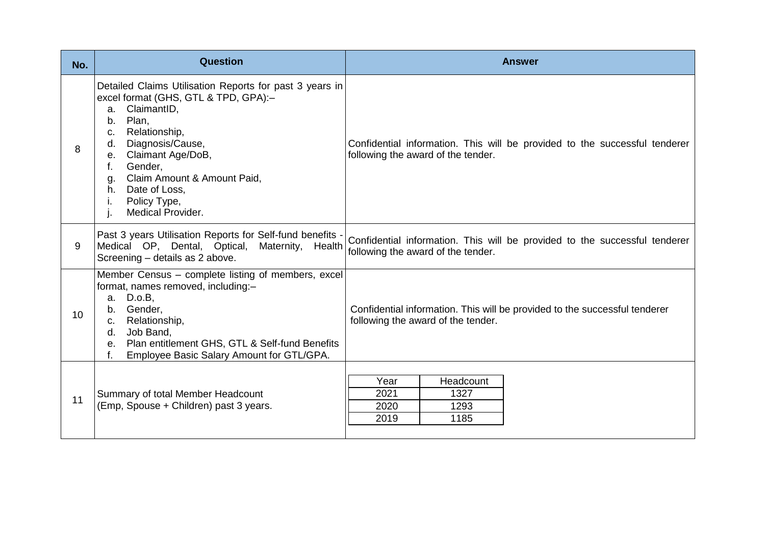| No. | Question | Answer |
|---|---|---|
| 8 | Detailed Claims Utilisation Reports for past 3 years in excel format (GHS, GTL & TPD, GPA):– <br>a. ClaimantID, <br>b. Plan, <br>c. Relationship, <br>d. Diagnosis/Cause, <br>e. Claimant Age/DoB, <br>f. Gender, <br>g. Claim Amount & Amount Paid, <br>h. Date of Loss, <br>i. Policy Type, <br>j. Medical Provider. | Confidential information. This will be provided to the successful tenderer following the award of the tender. |
| 9 | Past 3 years Utilisation Reports for Self-fund benefits - Medical OP, Dental, Optical, Maternity, Health Screening – details as 2 above. | Confidential information. This will be provided to the successful tenderer following the award of the tender. |
| 10 | Member Census – complete listing of members, excel format, names removed, including:– <br>a. D.o.B, <br>b. Gender, <br>c. Relationship, <br>d. Job Band, <br>e. Plan entitlement GHS, GTL & Self-fund Benefits <br>f. Employee Basic Salary Amount for GTL/GPA. | Confidential information. This will be provided to the successful tenderer following the award of the tender. |
| 11 | Summary of total Member Headcount (Emp, Spouse + Children) past 3 years. | Year: 2021 – Headcount: 1327 <br>Year: 2020 – Headcount: 1293 <br>Year: 2019 – Headcount: 1185 |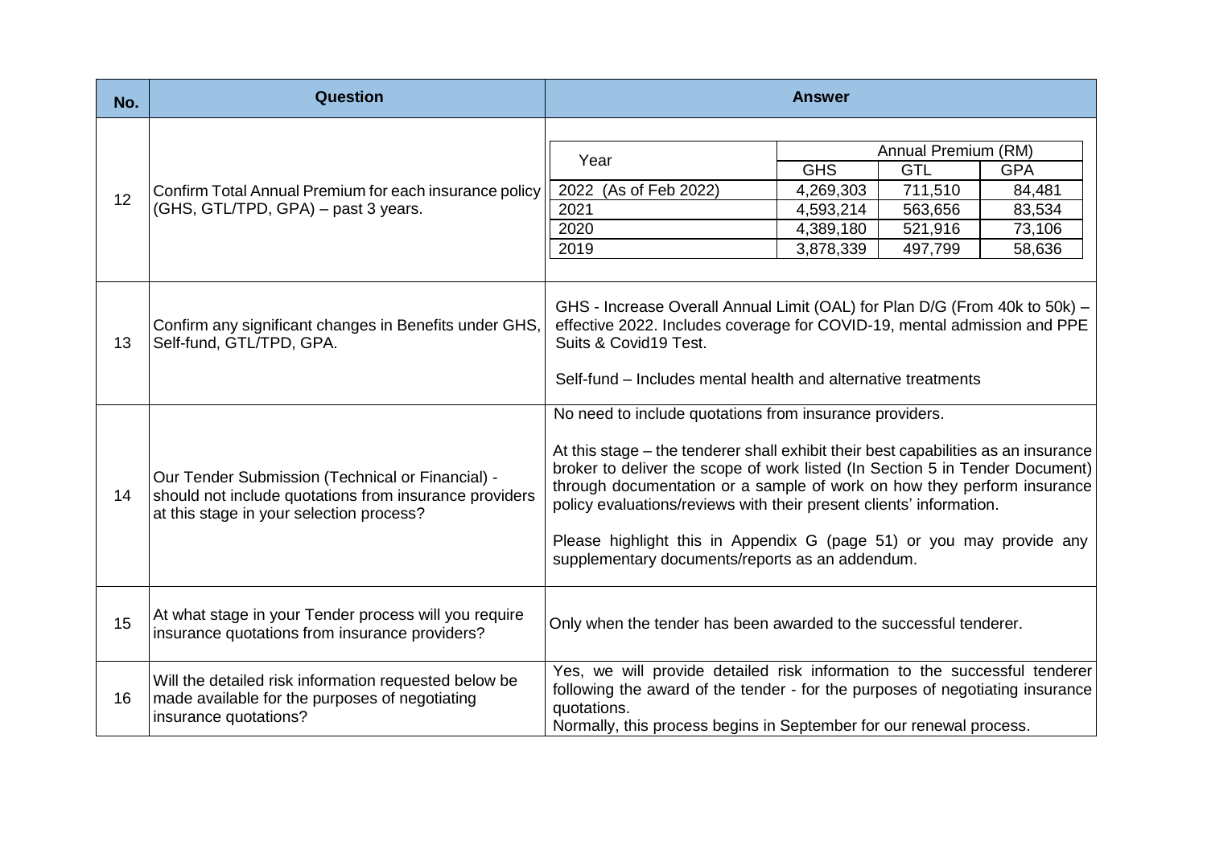| No. | Question | Answer |
|---|---|---|
| 12 | Confirm Total Annual Premium for each insurance policy (GHS, GTL/TPD, GPA) – past 3 years. | See table below |
| 13 | Confirm any significant changes in Benefits under GHS, Self-fund, GTL/TPD, GPA. | GHS - Increase Overall Annual Limit (OAL) for Plan D/G (From 40k to 50k) – effective 2022. Includes coverage for COVID-19, mental admission and PPE Suits & Covid19 Test.<br><br>Self-fund – Includes mental health and alternative treatments |
| 14 | Our Tender Submission (Technical or Financial) - should not include quotations from insurance providers at this stage in your selection process? | No need to include quotations from insurance providers.<br><br>At this stage – the tenderer shall exhibit their best capabilities as an insurance broker to deliver the scope of work listed (In Section 5 in Tender Document) through documentation or a sample of work on how they perform insurance policy evaluations/reviews with their present clients' information.<br><br>Please highlight this in Appendix G (page 51) or you may provide any supplementary documents/reports as an addendum. |
| 15 | At what stage in your Tender process will you require insurance quotations from insurance providers? | Only when the tender has been awarded to the successful tenderer. |
| 16 | Will the detailed risk information requested below be made available for the purposes of negotiating insurance quotations? | Yes, we will provide detailed risk information to the successful tenderer following the award of the tender - for the purposes of negotiating insurance quotations.<br>Normally, this process begins in September for our renewal process. |

Answer to No. 12:

| Year | Annual Premium (RM) | | |
|---|---|---|---|
| | GHS | GTL | GPA |
| 2022 (As of Feb 2022) | 4,269,303 | 711,510 | 84,481 |
| 2021 | 4,593,214 | 563,656 | 83,534 |
| 2020 | 4,389,180 | 521,916 | 73,106 |
| 2019 | 3,878,339 | 497,799 | 58,636 |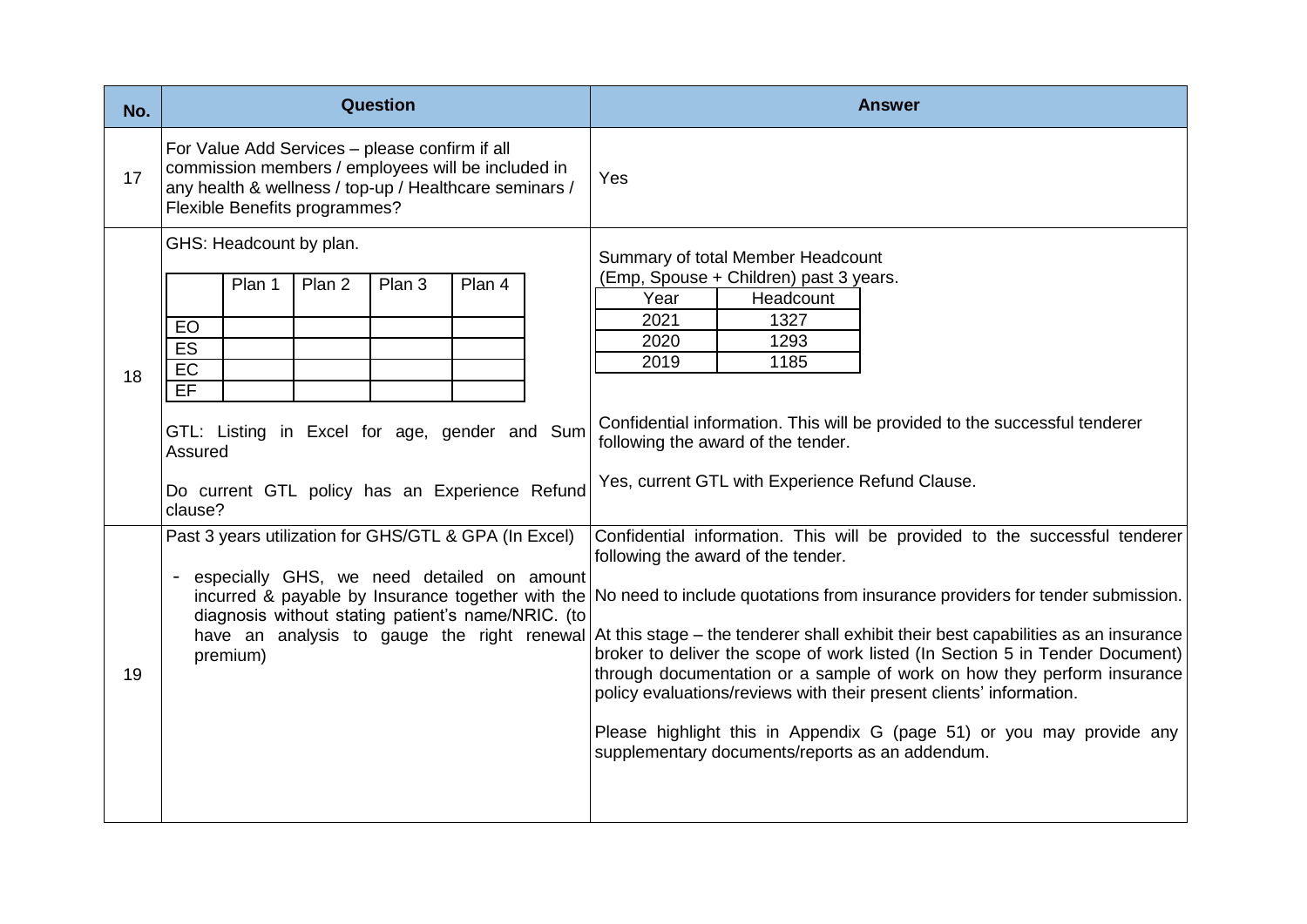| No. | Question | Answer |
|---|---|---|
| 17 | For Value Add Services – please confirm if all commission members / employees will be included in any health & wellness / top-up / Healthcare seminars / Flexible Benefits programmes? | Yes |
| 18 | GHS: Headcount by plan.<br><br>\| \| Plan 1 \| Plan 2 \| Plan 3 \| Plan 4 \|<br>\| EO \| \| \| \| \|<br>\| ES \| \| \| \| \|<br>\| EC \| \| \| \| \|<br>\| EF \| \| \| \| \|<br><br>GTL: Listing in Excel for age, gender and Sum Assured<br><br>Do current GTL policy has an Experience Refund clause? | Summary of total Member Headcount (Emp, Spouse + Children) past 3 years.<br><br>\| Year \| Headcount \|<br>\| 2021 \| 1327 \|<br>\| 2020 \| 1293 \|<br>\| 2019 \| 1185 \|<br><br>Confidential information. This will be provided to the successful tenderer following the award of the tender.<br><br>Yes, current GTL with Experience Refund Clause. |
| 19 | Past 3 years utilization for GHS/GTL & GPA (In Excel)<br><br>- especially GHS, we need detailed on amount incurred & payable by Insurance together with the diagnosis without stating patient's name/NRIC. (to have an analysis to gauge the right renewal premium) | Confidential information. This will be provided to the successful tenderer following the award of the tender.<br><br>No need to include quotations from insurance providers for tender submission.<br><br>At this stage – the tenderer shall exhibit their best capabilities as an insurance broker to deliver the scope of work listed (In Section 5 in Tender Document) through documentation or a sample of work on how they perform insurance policy evaluations/reviews with their present clients' information.<br><br>Please highlight this in Appendix G (page 51) or you may provide any supplementary documents/reports as an addendum. |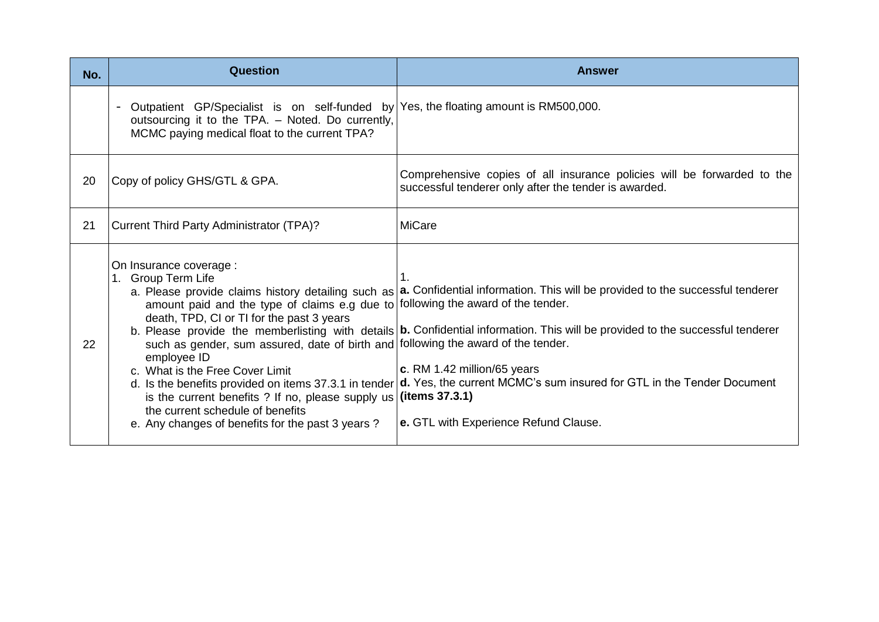| No. | Question | Answer |
|---|---|---|
| | - Outpatient GP/Specialist is on self-funded by outsourcing it to the TPA. – Noted. Do currently, MCMC paying medical float to the current TPA? | Yes, the floating amount is RM500,000. |
| 20 | Copy of policy GHS/GTL & GPA. | Comprehensive copies of all insurance policies will be forwarded to the successful tenderer only after the tender is awarded. |
| 21 | Current Third Party Administrator (TPA)? | MiCare |
| 22 | On Insurance coverage :<br>1. Group Term Life<br>a. Please provide claims history detailing such as amount paid and the type of claims e.g due to death, TPD, CI or TI for the past 3 years<br>b. Please provide the memberlisting with details such as gender, sum assured, date of birth and employee ID<br>c. What is the Free Cover Limit<br>d. Is the benefits provided on items 37.3.1 in tender is the current benefits ? If no, please supply us the current schedule of benefits<br>e. Any changes of benefits for the past 3 years ? | 1.<br>**a.** Confidential information. This will be provided to the successful tenderer following the award of the tender.<br><br>**b.** Confidential information. This will be provided to the successful tenderer following the award of the tender.<br><br>**c**. RM 1.42 million/65 years<br>**d.** Yes, the current MCMC's sum insured for GTL in the Tender Document **(items 37.3.1)**<br><br>**e.** GTL with Experience Refund Clause. |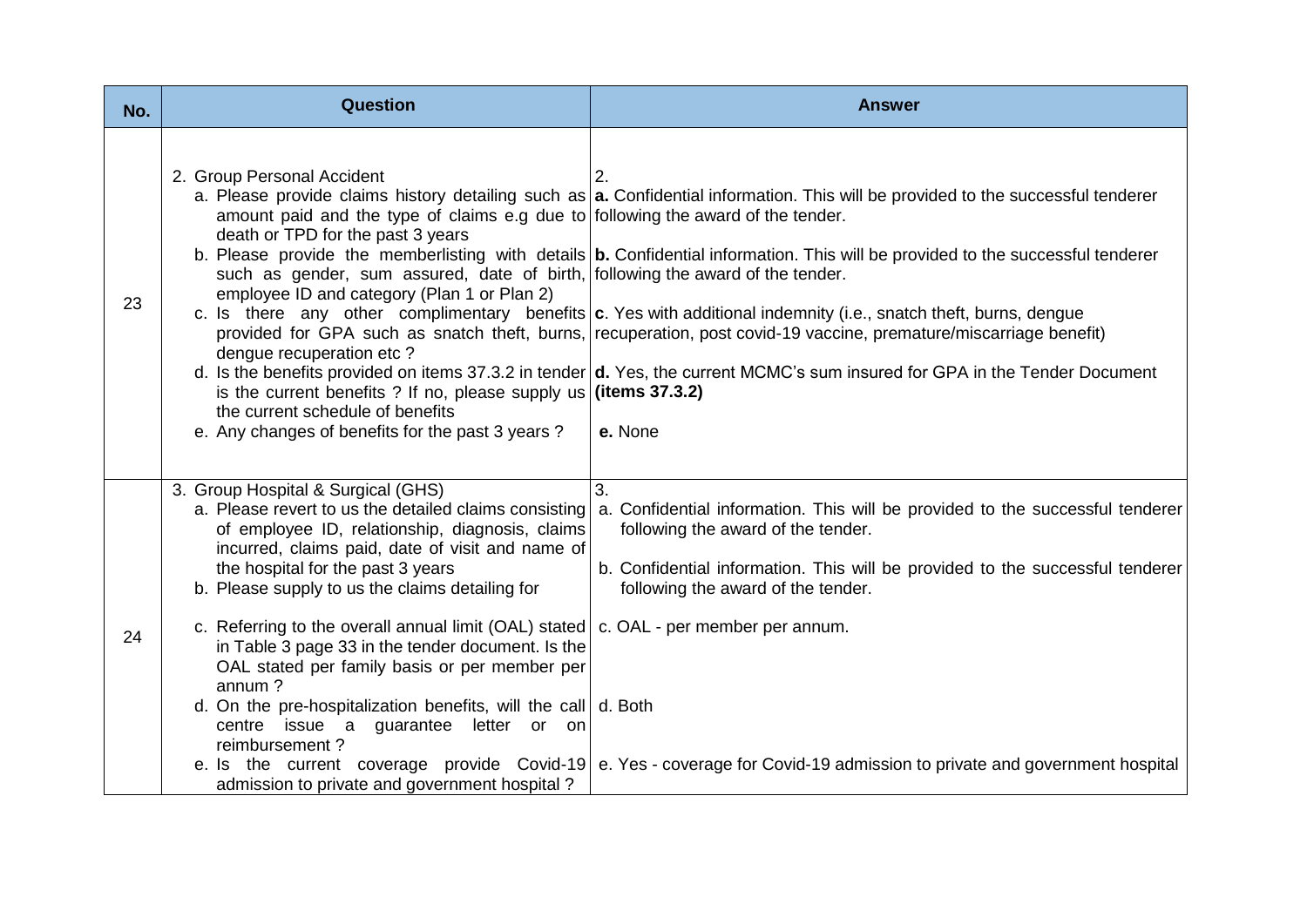| No. | Question | Answer |
|---|---|---|
| 23 | 2. Group Personal Accident<br>a. Please provide claims history detailing such as amount paid and the type of claims e.g due to death or TPD for the past 3 years<br>b. Please provide the memberlisting with details such as gender, sum assured, date of birth, employee ID and category (Plan 1 or Plan 2)<br>c. Is there any other complimentary benefits provided for GPA such as snatch theft, burns, dengue recuperation etc ?<br>d. Is the benefits provided on items 37.3.2 in tender is the current benefits ? If no, please supply us the current schedule of benefits<br>e. Any changes of benefits for the past 3 years ? | 2.<br>**a.** Confidential information. This will be provided to the successful tenderer following the award of the tender.<br>**b.** Confidential information. This will be provided to the successful tenderer following the award of the tender.<br>**c**. Yes with additional indemnity (i.e., snatch theft, burns, dengue recuperation, post covid-19 vaccine, premature/miscarriage benefit)<br>**d.** Yes, the current MCMC's sum insured for GPA in the Tender Document **(items 37.3.2)**<br>**e.** None |
| 24 | 3. Group Hospital & Surgical (GHS)<br>a. Please revert to us the detailed claims consisting of employee ID, relationship, diagnosis, claims incurred, claims paid, date of visit and name of the hospital for the past 3 years<br>b. Please supply to us the claims detailing for<br>c. Referring to the overall annual limit (OAL) stated in Table 3 page 33 in the tender document. Is the OAL stated per family basis or per member per annum ?<br>d. On the pre-hospitalization benefits, will the call centre issue a guarantee letter or on reimbursement ?<br>e. Is the current coverage provide Covid-19 admission to private and government hospital ? | 3.<br>a. Confidential information. This will be provided to the successful tenderer following the award of the tender.<br>b. Confidential information. This will be provided to the successful tenderer following the award of the tender.<br>c. OAL - per member per annum.<br>d. Both<br>e. Yes - coverage for Covid-19 admission to private and government hospital |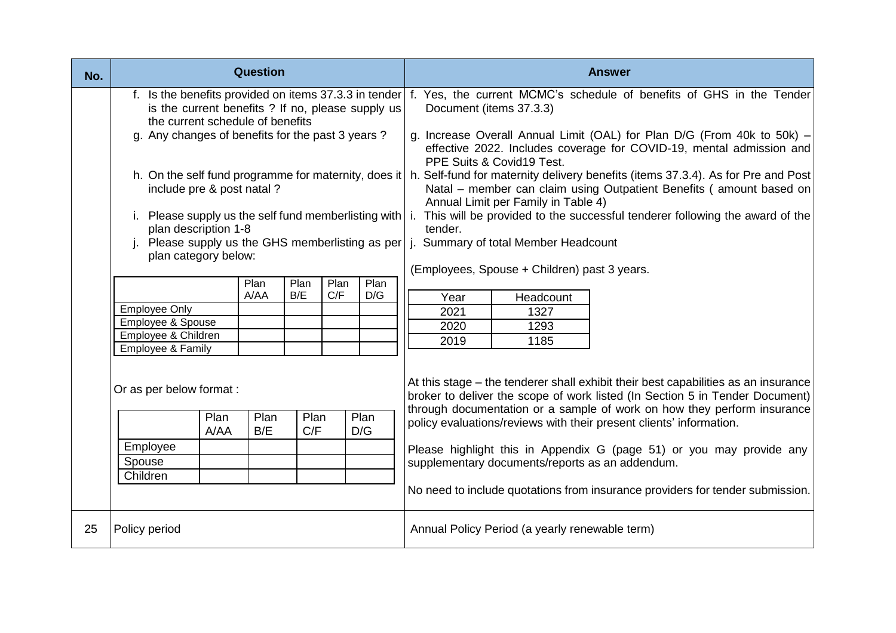| No. | Question | Answer |
|---|---|---|
| | f. Is the benefits provided on items 37.3.3 in tender is the current benefits ? If no, please supply us the current schedule of benefits<br><br>g. Any changes of benefits for the past 3 years ?<br><br>h. On the self fund programme for maternity, does it include pre & post natal ?<br><br>i. Please supply us the self fund memberlisting with plan description 1-8<br><br>j. Please supply us the GHS memberlisting as per plan category below:<br><br>(table: rows Employee Only / Employee & Spouse / Employee & Children / Employee & Family; columns Plan A/AA, Plan B/E, Plan C/F, Plan D/G)<br><br>Or as per below format :<br><br>(table: rows Employee / Spouse / Children; columns Plan A/AA, Plan B/E, Plan C/F, Plan D/G) | f. Yes, the current MCMC's schedule of benefits of GHS in the Tender Document (items 37.3.3)<br><br>g. Increase Overall Annual Limit (OAL) for Plan D/G (From 40k to 50k) – effective 2022. Includes coverage for COVID-19, mental admission and PPE Suits & Covid19 Test.<br><br>h. Self-fund for maternity delivery benefits (items 37.3.4). As for Pre and Post Natal – member can claim using Outpatient Benefits ( amount based on Annual Limit per Family in Table 4)<br><br>i. This will be provided to the successful tenderer following the award of the tender.<br><br>j. Summary of total Member Headcount<br><br>(Employees, Spouse + Children) past 3 years.<br><br>Year 2021: Headcount 1327<br>Year 2020: Headcount 1293<br>Year 2019: Headcount 1185<br><br>At this stage – the tenderer shall exhibit their best capabilities as an insurance broker to deliver the scope of work listed (In Section 5 in Tender Document) through documentation or a sample of work on how they perform insurance policy evaluations/reviews with their present clients' information.<br><br>Please highlight this in Appendix G (page 51) or you may provide any supplementary documents/reports as an addendum.<br><br>No need to include quotations from insurance providers for tender submission. |
| 25 | Policy period | Annual Policy Period (a yearly renewable term) |

Question j – format 1:

| | Plan A/AA | Plan B/E | Plan C/F | Plan D/G |
|---|---|---|---|---|
| Employee Only | | | | |
| Employee & Spouse | | | | |
| Employee & Children | | | | |
| Employee & Family | | | | |

Question j – format 2:

| | Plan A/AA | Plan B/E | Plan C/F | Plan D/G |
|---|---|---|---|---|
| Employee | | | | |
| Spouse | | | | |
| Children | | | | |

Answer j – Summary of total Member Headcount:

| Year | Headcount |
|---|---|
| 2021 | 1327 |
| 2020 | 1293 |
| 2019 | 1185 |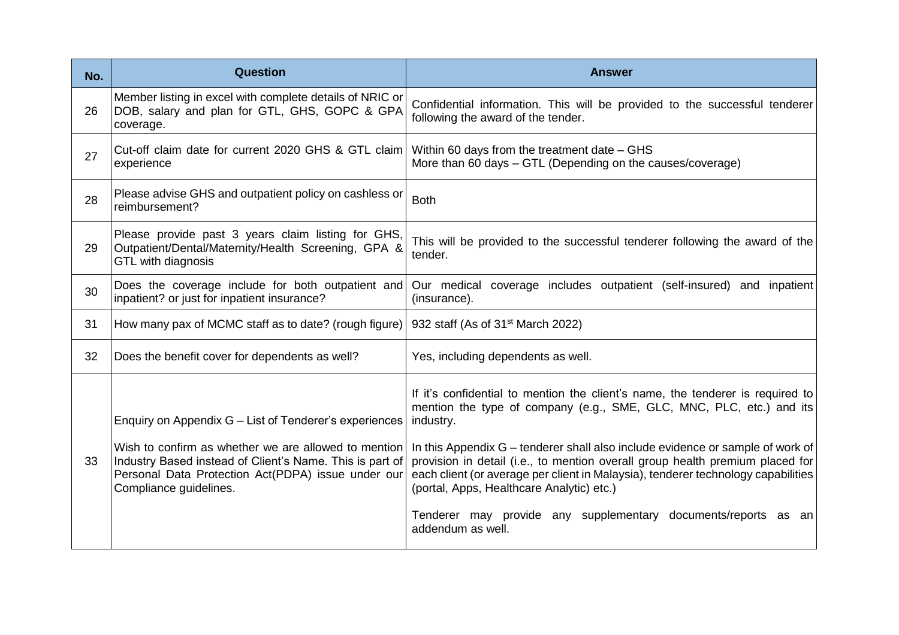| No. | Question | Answer |
|---|---|---|
| 26 | Member listing in excel with complete details of NRIC or DOB, salary and plan for GTL, GHS, GOPC & GPA coverage. | Confidential information. This will be provided to the successful tenderer following the award of the tender. |
| 27 | Cut-off claim date for current 2020 GHS & GTL claim experience | Within 60 days from the treatment date – GHS<br>More than 60 days – GTL (Depending on the causes/coverage) |
| 28 | Please advise GHS and outpatient policy on cashless or reimbursement? | Both |
| 29 | Please provide past 3 years claim listing for GHS, Outpatient/Dental/Maternity/Health Screening, GPA & GTL with diagnosis | This will be provided to the successful tenderer following the award of the tender. |
| 30 | Does the coverage include for both outpatient and inpatient? or just for inpatient insurance? | Our medical coverage includes outpatient (self-insured) and inpatient (insurance). |
| 31 | How many pax of MCMC staff as to date? (rough figure) | 932 staff (As of 31st March 2022) |
| 32 | Does the benefit cover for dependents as well? | Yes, including dependents as well. |
| 33 | Enquiry on Appendix G – List of Tenderer's experiences<br><br>Wish to confirm as whether we are allowed to mention Industry Based instead of Client's Name. This is part of Personal Data Protection Act(PDPA) issue under our Compliance guidelines. | If it's confidential to mention the client's name, the tenderer is required to mention the type of company (e.g., SME, GLC, MNC, PLC, etc.) and its industry.<br><br>In this Appendix G – tenderer shall also include evidence or sample of work of provision in detail (i.e., to mention overall group health premium placed for each client (or average per client in Malaysia), tenderer technology capabilities (portal, Apps, Healthcare Analytic) etc.)<br><br>Tenderer may provide any supplementary documents/reports as an addendum as well. |